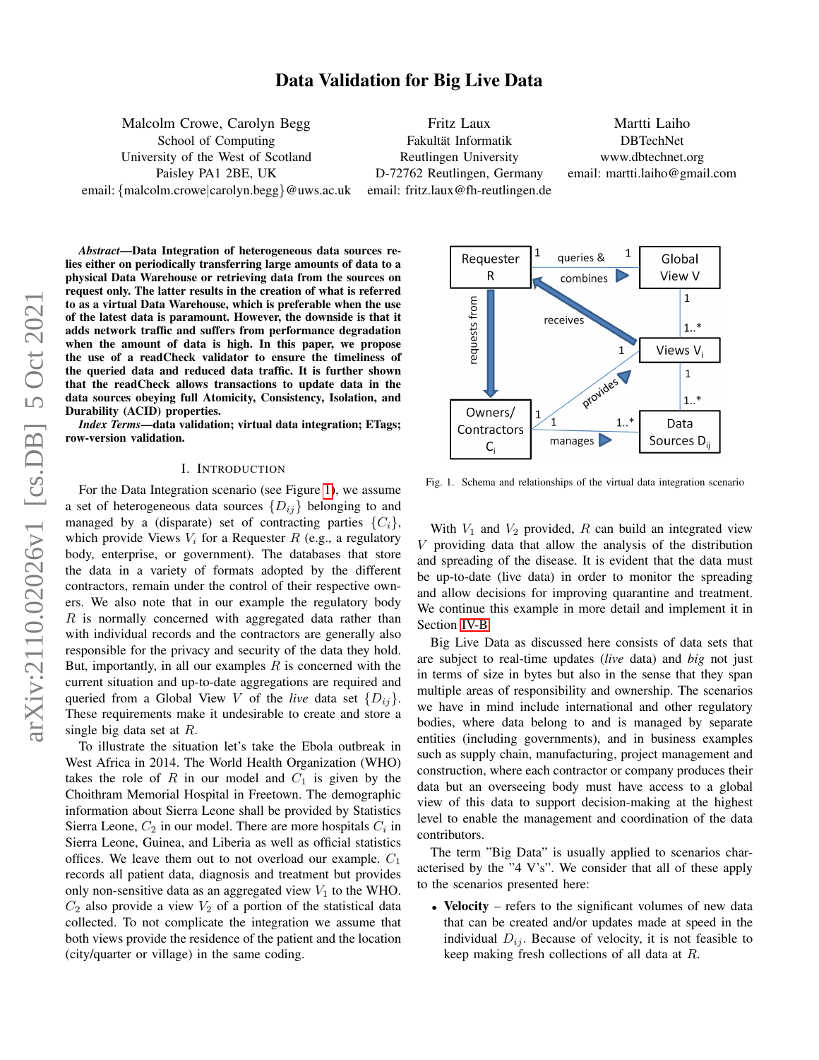# Data Validation for Big Live Data

Malcolm Crowe, Carolyn Begg
School of Computing
University of the West of Scotland
Paisley PA1 2BE, UK
email: {malcolm.crowe|carolyn.begg}@uws.ac.uk

Fritz Laux
Fakultät Informatik
Reutlingen University
D-72762 Reutlingen, Germany
email: fritz.laux@fh-reutlingen.de

Martti Laiho
DBTechNet
www.dbtechnet.org
email: martti.laiho@gmail.com

***Abstract*—Data Integration of heterogeneous data sources relies either on periodically transferring large amounts of data to a physical Data Warehouse or retrieving data from the sources on request only. The latter results in the creation of what is referred to as a virtual Data Warehouse, which is preferable when the use of the latest data is paramount. However, the downside is that it adds network traffic and suffers from performance degradation when the amount of data is high. In this paper, we propose the use of a readCheck validator to ensure the timeliness of the queried data and reduced data traffic. It is further shown that the readCheck allows transactions to update data in the data sources obeying full Atomicity, Consistency, Isolation, and Durability (ACID) properties.**

***Index Terms*—data validation; virtual data integration; ETags; row-version validation.**

## I. Introduction

For the Data Integration scenario (see Figure 1), we assume a set of heterogeneous data sources $\{D_{ij}\}$ belonging to and managed by a (disparate) set of contracting parties $\{C_i\}$, which provide Views $V_i$ for a Requester $R$ (e.g., a regulatory body, enterprise, or government). The databases that store the data in a variety of formats adopted by the different contractors, remain under the control of their respective owners. We also note that in our example the regulatory body $R$ is normally concerned with aggregated data rather than with individual records and the contractors are generally also responsible for the privacy and security of the data they hold. But, importantly, in all our examples $R$ is concerned with the current situation and up-to-date aggregations are required and queried from a Global View $V$ of the *live* data set $\{D_{ij}\}$. These requirements make it undesirable to create and store a single big data set at $R$.

To illustrate the situation let's take the Ebola outbreak in West Africa in 2014. The World Health Organization (WHO) takes the role of $R$ in our model and $C_1$ is given by the Choithram Memorial Hospital in Freetown. The demographic information about Sierra Leone shall be provided by Statistics Sierra Leone, $C_2$ in our model. There are more hospitals $C_i$ in Sierra Leone, Guinea, and Liberia as well as official statistics offices. We leave them out to not overload our example. $C_1$ records all patient data, diagnosis and treatment but provides only non-sensitive data as an aggregated view $V_1$ to the WHO. $C_2$ also provide a view $V_2$ of a portion of the statistical data collected. To not complicate the integration we assume that both views provide the residence of the patient and the location (city/quarter or village) in the same coding.

Requester R — 1 queries & combines 1 → Global View V; Global View V 1 — 1..* Views $V_i$; Views $V_i$ 1 receives → Requester R; Requester R requests from → Owners/Contractors $C_i$; Owners/Contractors $C_i$ 1 provides → Views $V_i$; Views $V_i$ 1 — 1..* Data Sources $D_{ij}$; Owners/Contractors $C_i$ 1 manages 1..* → Data Sources $D_{ij}$

Fig. 1. Schema and relationships of the virtual data integration scenario

With $V_1$ and $V_2$ provided, $R$ can build an integrated view $V$ providing data that allow the analysis of the distribution and spreading of the disease. It is evident that the data must be up-to-date (live data) in order to monitor the spreading and allow decisions for improving quarantine and treatment. We continue this example in more detail and implement it in Section IV-B.

Big Live Data as discussed here consists of data sets that are subject to real-time updates (*live* data) and *big* not just in terms of size in bytes but also in the sense that they span multiple areas of responsibility and ownership. The scenarios we have in mind include international and other regulatory bodies, where data belong to and is managed by separate entities (including governments), and in business examples such as supply chain, manufacturing, project management and construction, where each contractor or company produces their data but an overseeing body must have access to a global view of this data to support decision-making at the highest level to enable the management and coordination of the data contributors.

The term "Big Data" is usually applied to scenarios characterised by the "4 V's". We consider that all of these apply to the scenarios presented here:

- **Velocity** – refers to the significant volumes of new data that can be created and/or updates made at speed in the individual $D_{ij}$. Because of velocity, it is not feasible to keep making fresh collections of all data at $R$.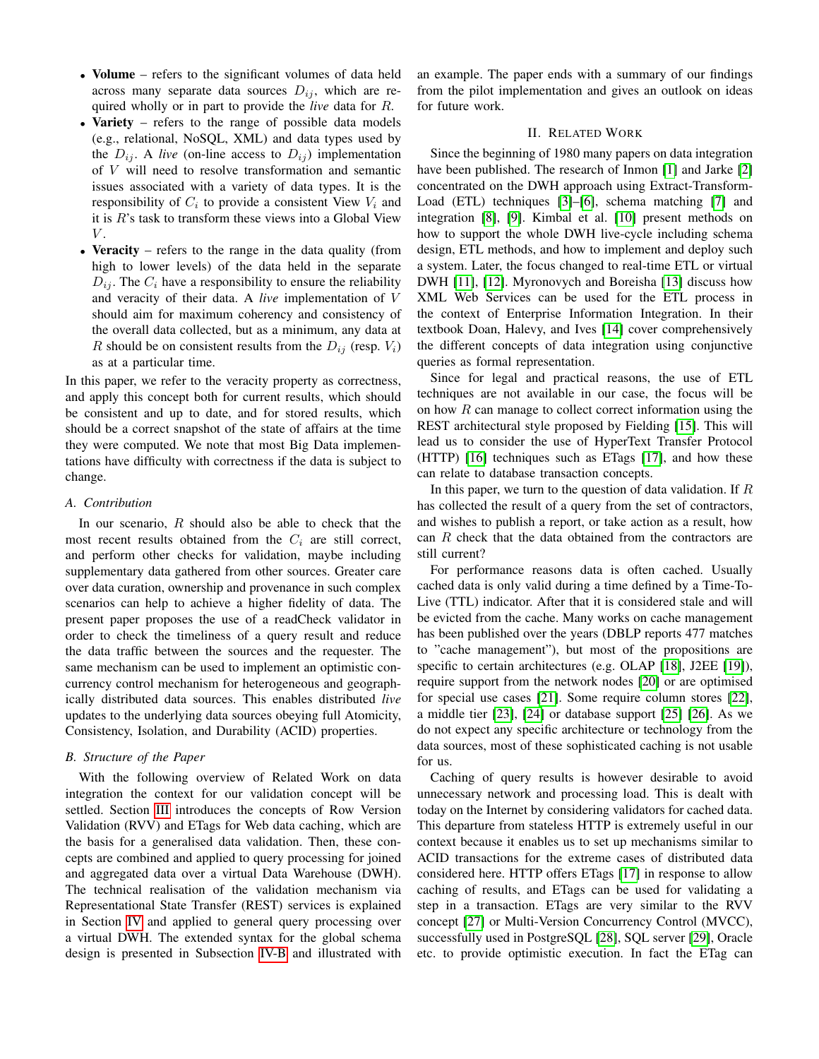- **Volume** – refers to the significant volumes of data held across many separate data sources $D_{ij}$, which are required wholly or in part to provide the *live* data for $R$.
- **Variety** – refers to the range of possible data models (e.g., relational, NoSQL, XML) and data types used by the $D_{ij}$. A *live* (on-line access to $D_{ij}$) implementation of $V$ will need to resolve transformation and semantic issues associated with a variety of data types. It is the responsibility of $C_i$ to provide a consistent View $V_i$ and it is $R$'s task to transform these views into a Global View $V$.
- **Veracity** – refers to the range in the data quality (from high to lower levels) of the data held in the separate $D_{ij}$. The $C_i$ have a responsibility to ensure the reliability and veracity of their data. A *live* implementation of $V$ should aim for maximum coherency and consistency of the overall data collected, but as a minimum, any data at $R$ should be on consistent results from the $D_{ij}$ (resp. $V_i$) as at a particular time.

In this paper, we refer to the veracity property as correctness, and apply this concept both for current results, which should be consistent and up to date, and for stored results, which should be a correct snapshot of the state of affairs at the time they were computed. We note that most Big Data implementations have difficulty with correctness if the data is subject to change.

### A. Contribution

In our scenario, $R$ should also be able to check that the most recent results obtained from the $C_i$ are still correct, and perform other checks for validation, maybe including supplementary data gathered from other sources. Greater care over data curation, ownership and provenance in such complex scenarios can help to achieve a higher fidelity of data. The present paper proposes the use of a readCheck validator in order to check the timeliness of a query result and reduce the data traffic between the sources and the requester. The same mechanism can be used to implement an optimistic concurrency control mechanism for heterogeneous and geographically distributed data sources. This enables distributed *live* updates to the underlying data sources obeying full Atomicity, Consistency, Isolation, and Durability (ACID) properties.

### B. Structure of the Paper

With the following overview of Related Work on data integration the context for our validation concept will be settled. Section III introduces the concepts of Row Version Validation (RVV) and ETags for Web data caching, which are the basis for a generalised data validation. Then, these concepts are combined and applied to query processing for joined and aggregated data over a virtual Data Warehouse (DWH). The technical realisation of the validation mechanism via Representational State Transfer (REST) services is explained in Section IV and applied to general query processing over a virtual DWH. The extended syntax for the global schema design is presented in Subsection IV-B and illustrated with an example. The paper ends with a summary of our findings from the pilot implementation and gives an outlook on ideas for future work.

## II. Related Work

Since the beginning of 1980 many papers on data integration have been published. The research of Inmon [1] and Jarke [2] concentrated on the DWH approach using Extract-Transform-Load (ETL) techniques [3]–[6], schema matching [7] and integration [8], [9]. Kimbal et al. [10] present methods on how to support the whole DWH live-cycle including schema design, ETL methods, and how to implement and deploy such a system. Later, the focus changed to real-time ETL or virtual DWH [11], [12]. Myronovych and Boreisha [13] discuss how XML Web Services can be used for the ETL process in the context of Enterprise Information Integration. In their textbook Doan, Halevy, and Ives [14] cover comprehensively the different concepts of data integration using conjunctive queries as formal representation.

Since for legal and practical reasons, the use of ETL techniques are not available in our case, the focus will be on how $R$ can manage to collect correct information using the REST architectural style proposed by Fielding [15]. This will lead us to consider the use of HyperText Transfer Protocol (HTTP) [16] techniques such as ETags [17], and how these can relate to database transaction concepts.

In this paper, we turn to the question of data validation. If $R$ has collected the result of a query from the set of contractors, and wishes to publish a report, or take action as a result, how can $R$ check that the data obtained from the contractors are still current?

For performance reasons data is often cached. Usually cached data is only valid during a time defined by a Time-To-Live (TTL) indicator. After that it is considered stale and will be evicted from the cache. Many works on cache management has been published over the years (DBLP reports 477 matches to "cache management"), but most of the propositions are specific to certain architectures (e.g. OLAP [18], J2EE [19]), require support from the network nodes [20] or are optimised for special use cases [21]. Some require column stores [22], a middle tier [23], [24] or database support [25] [26]. As we do not expect any specific architecture or technology from the data sources, most of these sophisticated caching is not usable for us.

Caching of query results is however desirable to avoid unnecessary network and processing load. This is dealt with today on the Internet by considering validators for cached data. This departure from stateless HTTP is extremely useful in our context because it enables us to set up mechanisms similar to ACID transactions for the extreme cases of distributed data considered here. HTTP offers ETags [17] in response to allow caching of results, and ETags can be used for validating a step in a transaction. ETags are very similar to the RVV concept [27] or Multi-Version Concurrency Control (MVCC), successfully used in PostgreSQL [28], SQL server [29], Oracle etc. to provide optimistic execution. In fact the ETag can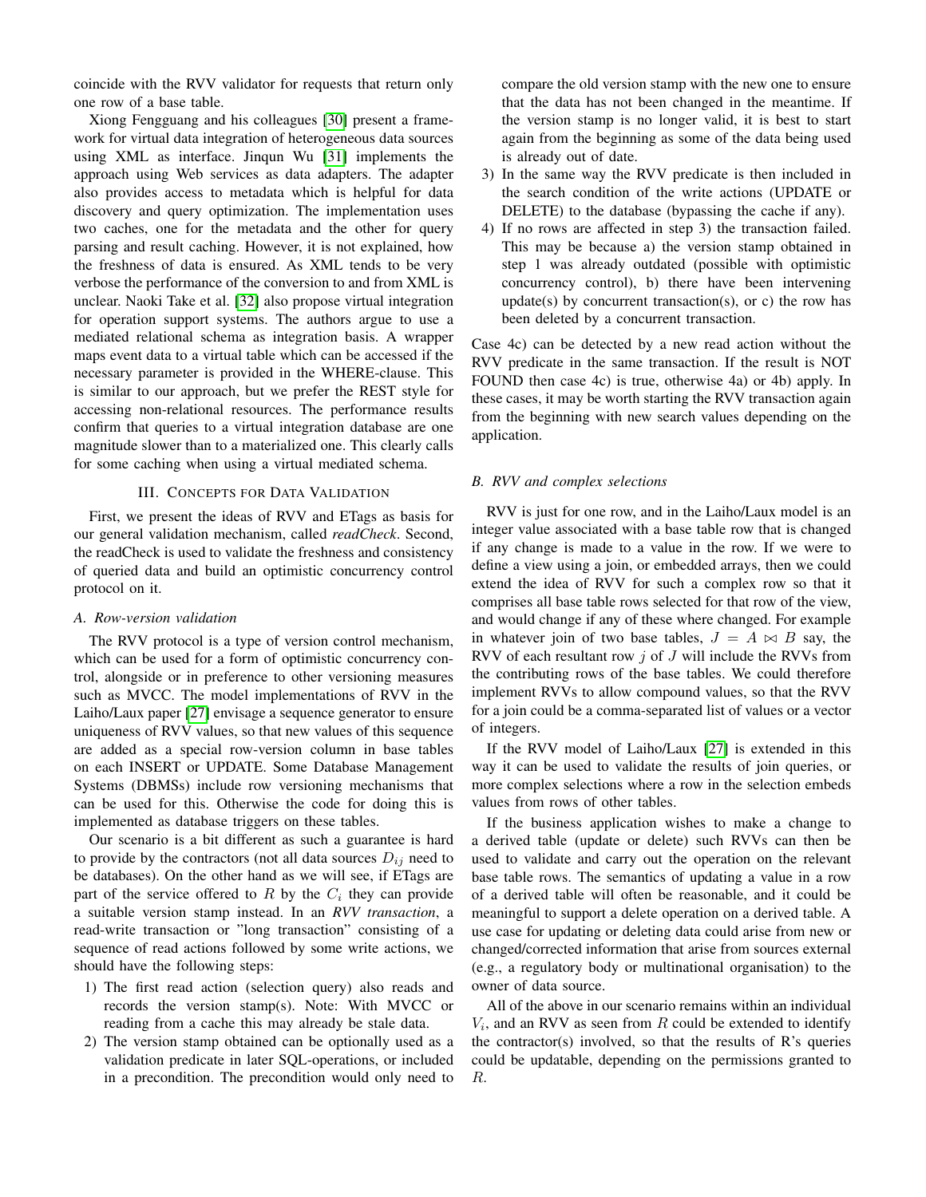coincide with the RVV validator for requests that return only one row of a base table.

Xiong Fengguang and his colleagues [30] present a framework for virtual data integration of heterogeneous data sources using XML as interface. Jinqun Wu [31] implements the approach using Web services as data adapters. The adapter also provides access to metadata which is helpful for data discovery and query optimization. The implementation uses two caches, one for the metadata and the other for query parsing and result caching. However, it is not explained, how the freshness of data is ensured. As XML tends to be very verbose the performance of the conversion to and from XML is unclear. Naoki Take et al. [32] also propose virtual integration for operation support systems. The authors argue to use a mediated relational schema as integration basis. A wrapper maps event data to a virtual table which can be accessed if the necessary parameter is provided in the WHERE-clause. This is similar to our approach, but we prefer the REST style for accessing non-relational resources. The performance results confirm that queries to a virtual integration database are one magnitude slower than to a materialized one. This clearly calls for some caching when using a virtual mediated schema.

## III. Concepts for Data Validation

First, we present the ideas of RVV and ETags as basis for our general validation mechanism, called *readCheck*. Second, the readCheck is used to validate the freshness and consistency of queried data and build an optimistic concurrency control protocol on it.

### A. Row-version validation

The RVV protocol is a type of version control mechanism, which can be used for a form of optimistic concurrency control, alongside or in preference to other versioning measures such as MVCC. The model implementations of RVV in the Laiho/Laux paper [27] envisage a sequence generator to ensure uniqueness of RVV values, so that new values of this sequence are added as a special row-version column in base tables on each INSERT or UPDATE. Some Database Management Systems (DBMSs) include row versioning mechanisms that can be used for this. Otherwise the code for doing this is implemented as database triggers on these tables.

Our scenario is a bit different as such a guarantee is hard to provide by the contractors (not all data sources $D_{ij}$ need to be databases). On the other hand as we will see, if ETags are part of the service offered to $R$ by the $C_i$ they can provide a suitable version stamp instead. In an *RVV transaction*, a read-write transaction or "long transaction" consisting of a sequence of read actions followed by some write actions, we should have the following steps:

1) The first read action (selection query) also reads and records the version stamp(s). Note: With MVCC or reading from a cache this may already be stale data.
2) The version stamp obtained can be optionally used as a validation predicate in later SQL-operations, or included in a precondition. The precondition would only need to compare the old version stamp with the new one to ensure that the data has not been changed in the meantime. If the version stamp is no longer valid, it is best to start again from the beginning as some of the data being used is already out of date.
3) In the same way the RVV predicate is then included in the search condition of the write actions (UPDATE or DELETE) to the database (bypassing the cache if any).
4) If no rows are affected in step 3) the transaction failed. This may be because a) the version stamp obtained in step 1 was already outdated (possible with optimistic concurrency control), b) there have been intervening update(s) by concurrent transaction(s), or c) the row has been deleted by a concurrent transaction.

Case 4c) can be detected by a new read action without the RVV predicate in the same transaction. If the result is NOT FOUND then case 4c) is true, otherwise 4a) or 4b) apply. In these cases, it may be worth starting the RVV transaction again from the beginning with new search values depending on the application.

### B. RVV and complex selections

RVV is just for one row, and in the Laiho/Laux model is an integer value associated with a base table row that is changed if any change is made to a value in the row. If we were to define a view using a join, or embedded arrays, then we could extend the idea of RVV for such a complex row so that it comprises all base table rows selected for that row of the view, and would change if any of these where changed. For example in whatever join of two base tables, $J = A \bowtie B$ say, the RVV of each resultant row $j$ of $J$ will include the RVVs from the contributing rows of the base tables. We could therefore implement RVVs to allow compound values, so that the RVV for a join could be a comma-separated list of values or a vector of integers.

If the RVV model of Laiho/Laux [27] is extended in this way it can be used to validate the results of join queries, or more complex selections where a row in the selection embeds values from rows of other tables.

If the business application wishes to make a change to a derived table (update or delete) such RVVs can then be used to validate and carry out the operation on the relevant base table rows. The semantics of updating a value in a row of a derived table will often be reasonable, and it could be meaningful to support a delete operation on a derived table. A use case for updating or deleting data could arise from new or changed/corrected information that arise from sources external (e.g., a regulatory body or multinational organisation) to the owner of data source.

All of the above in our scenario remains within an individual $V_i$, and an RVV as seen from $R$ could be extended to identify the contractor(s) involved, so that the results of R's queries could be updatable, depending on the permissions granted to $R$.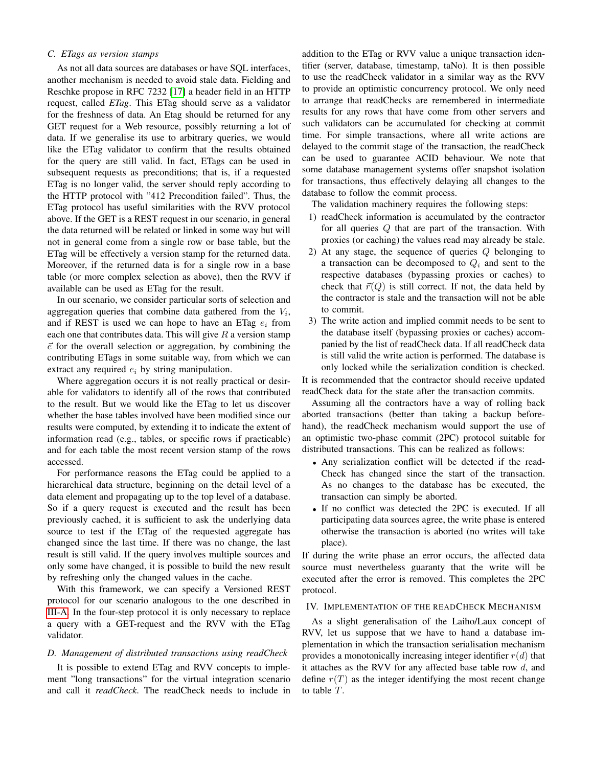### C. ETags as version stamps

As not all data sources are databases or have SQL interfaces, another mechanism is needed to avoid stale data. Fielding and Reschke propose in RFC 7232 [17] a header field in an HTTP request, called *ETag*. This ETag should serve as a validator for the freshness of data. An Etag should be returned for any GET request for a Web resource, possibly returning a lot of data. If we generalise its use to arbitrary queries, we would like the ETag validator to confirm that the results obtained for the query are still valid. In fact, ETags can be used in subsequent requests as preconditions; that is, if a requested ETag is no longer valid, the server should reply according to the HTTP protocol with "412 Precondition failed". Thus, the ETag protocol has useful similarities with the RVV protocol above. If the GET is a REST request in our scenario, in general the data returned will be related or linked in some way but will not in general come from a single row or base table, but the ETag will be effectively a version stamp for the returned data. Moreover, if the returned data is for a single row in a base table (or more complex selection as above), then the RVV if available can be used as ETag for the result.

In our scenario, we consider particular sorts of selection and aggregation queries that combine data gathered from the $V_i$, and if REST is used we can hope to have an ETag $e_i$ from each one that contributes data. This will give $R$ a version stamp $\vec{e}$ for the overall selection or aggregation, by combining the contributing ETags in some suitable way, from which we can extract any required $e_i$ by string manipulation.

Where aggregation occurs it is not really practical or desirable for validators to identify all of the rows that contributed to the result. But we would like the ETag to let us discover whether the base tables involved have been modified since our results were computed, by extending it to indicate the extent of information read (e.g., tables, or specific rows if practicable) and for each table the most recent version stamp of the rows accessed.

For performance reasons the ETag could be applied to a hierarchical data structure, beginning on the detail level of a data element and propagating up to the top level of a database. So if a query request is executed and the result has been previously cached, it is sufficient to ask the underlying data source to test if the ETag of the requested aggregate has changed since the last time. If there was no change, the last result is still valid. If the query involves multiple sources and only some have changed, it is possible to build the new result by refreshing only the changed values in the cache.

With this framework, we can specify a Versioned REST protocol for our scenario analogous to the one described in III-A. In the four-step protocol it is only necessary to replace a query with a GET-request and the RVV with the ETag validator.

### D. Management of distributed transactions using readCheck

It is possible to extend ETag and RVV concepts to implement "long transactions" for the virtual integration scenario and call it *readCheck*. The readCheck needs to include in addition to the ETag or RVV value a unique transaction identifier (server, database, timestamp, taNo). It is then possible to use the readCheck validator in a similar way as the RVV to provide an optimistic concurrency protocol. We only need to arrange that readChecks are remembered in intermediate results for any rows that have come from other servers and such validators can be accumulated for checking at commit time. For simple transactions, where all write actions are delayed to the commit stage of the transaction, the readCheck can be used to guarantee ACID behaviour. We note that some database management systems offer snapshot isolation for transactions, thus effectively delaying all changes to the database to follow the commit process.

The validation machinery requires the following steps:

1) readCheck information is accumulated by the contractor for all queries $Q$ that are part of the transaction. With proxies (or caching) the values read may already be stale.
2) At any stage, the sequence of queries $Q$ belonging to a transaction can be decomposed to $Q_i$ and sent to the respective databases (bypassing proxies or caches) to check that $\vec{r}(Q)$ is still correct. If not, the data held by the contractor is stale and the transaction will not be able to commit.
3) The write action and implied commit needs to be sent to the database itself (bypassing proxies or caches) accompanied by the list of readCheck data. If all readCheck data is still valid the write action is performed. The database is only locked while the serialization condition is checked.

It is recommended that the contractor should receive updated readCheck data for the state after the transaction commits.

Assuming all the contractors have a way of rolling back aborted transactions (better than taking a backup beforehand), the readCheck mechanism would support the use of an optimistic two-phase commit (2PC) protocol suitable for distributed transactions. This can be realized as follows:

- Any serialization conflict will be detected if the readCheck has changed since the start of the transaction. As no changes to the database has be executed, the transaction can simply be aborted.
- If no conflict was detected the 2PC is executed. If all participating data sources agree, the write phase is entered otherwise the transaction is aborted (no writes will take place).

If during the write phase an error occurs, the affected data source must nevertheless guaranty that the write will be executed after the error is removed. This completes the 2PC protocol.

## IV. Implementation of the readCheck Mechanism

As a slight generalisation of the Laiho/Laux concept of RVV, let us suppose that we have to hand a database implementation in which the transaction serialisation mechanism provides a monotonically increasing integer identifier $r(d)$ that it attaches as the RVV for any affected base table row $d$, and define $r(T)$ as the integer identifying the most recent change to table $T$.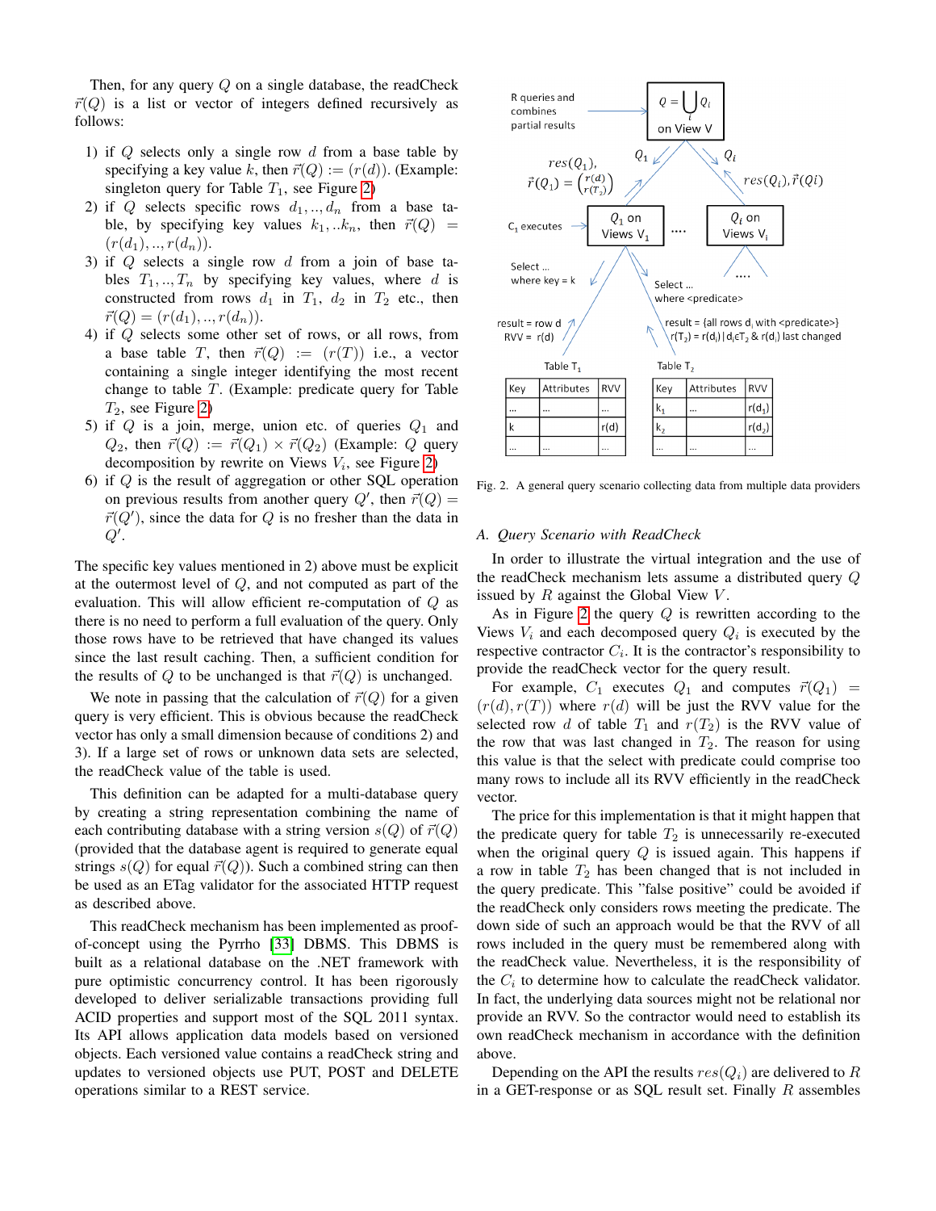Then, for any query $Q$ on a single database, the readCheck $\vec{r}(Q)$ is a list or vector of integers defined recursively as follows:

1) if $Q$ selects only a single row $d$ from a base table by specifying a key value $k$, then $\vec{r}(Q) := (r(d))$. (Example: singleton query for Table $T_1$, see Figure 2)
2) if $Q$ selects specific rows $d_1, .., d_n$ from a base table, by specifying key values $k_1, ..k_n$, then $\vec{r}(Q) = (r(d_1), .., r(d_n))$.
3) if $Q$ selects a single row $d$ from a join of base tables $T_1, .., T_n$ by specifying key values, where $d$ is constructed from rows $d_1$ in $T_1$, $d_2$ in $T_2$ etc., then $\vec{r}(Q) = (r(d_1), .., r(d_n))$.
4) if $Q$ selects some other set of rows, or all rows, from a base table $T$, then $\vec{r}(Q) := (r(T))$ i.e., a vector containing a single integer identifying the most recent change to table $T$. (Example: predicate query for Table $T_2$, see Figure 2)
5) if $Q$ is a join, merge, union etc. of queries $Q_1$ and $Q_2$, then $\vec{r}(Q) := \vec{r}(Q_1) \times \vec{r}(Q_2)$ (Example: $Q$ query decomposition by rewrite on Views $V_i$, see Figure 2)
6) if $Q$ is the result of aggregation or other SQL operation on previous results from another query $Q'$, then $\vec{r}(Q) = \vec{r}(Q')$, since the data for $Q$ is no fresher than the data in $Q'$.

The specific key values mentioned in 2) above must be explicit at the outermost level of $Q$, and not computed as part of the evaluation. This will allow efficient re-computation of $Q$ as there is no need to perform a full evaluation of the query. Only those rows have to be retrieved that have changed its values since the last result caching. Then, a sufficient condition for the results of $Q$ to be unchanged is that $\vec{r}(Q)$ is unchanged.

We note in passing that the calculation of $\vec{r}(Q)$ for a given query is very efficient. This is obvious because the readCheck vector has only a small dimension because of conditions 2) and 3). If a large set of rows or unknown data sets are selected, the readCheck value of the table is used.

This definition can be adapted for a multi-database query by creating a string representation combining the name of each contributing database with a string version $s(Q)$ of $\vec{r}(Q)$ (provided that the database agent is required to generate equal strings $s(Q)$ for equal $\vec{r}(Q)$). Such a combined string can then be used as an ETag validator for the associated HTTP request as described above.

This readCheck mechanism has been implemented as proof-of-concept using the Pyrrho [33] DBMS. This DBMS is built as a relational database on the .NET framework with pure optimistic concurrency control. It has been rigorously developed to deliver serializable transactions providing full ACID properties and support most of the SQL 2011 syntax. Its API allows application data models based on versioned objects. Each versioned value contains a readCheck string and updates to versioned objects use PUT, POST and DELETE operations similar to a REST service.

Fig. 2. A general query scenario collecting data from multiple data providers

### A. Query Scenario with ReadCheck

In order to illustrate the virtual integration and the use of the readCheck mechanism lets assume a distributed query $Q$ issued by $R$ against the Global View $V$.

As in Figure 2 the query $Q$ is rewritten according to the Views $V_i$ and each decomposed query $Q_i$ is executed by the respective contractor $C_i$. It is the contractor's responsibility to provide the readCheck vector for the query result.

For example, $C_1$ executes $Q_1$ and computes $\vec{r}(Q_1) = (r(d), r(T))$ where $r(d)$ will be just the RVV value for the selected row $d$ of table $T_1$ and $r(T_2)$ is the RVV value of the row that was last changed in $T_2$. The reason for using this value is that the select with predicate could comprise too many rows to include all its RVV efficiently in the readCheck vector.

The price for this implementation is that it might happen that the predicate query for table $T_2$ is unnecessarily re-executed when the original query $Q$ is issued again. This happens if a row in table $T_2$ has been changed that is not included in the query predicate. This "false positive" could be avoided if the readCheck only considers rows meeting the predicate. The down side of such an approach would be that the RVV of all rows included in the query must be remembered along with the readCheck value. Nevertheless, it is the responsibility of the $C_i$ to determine how to calculate the readCheck validator. In fact, the underlying data sources might not be relational nor provide an RVV. So the contractor would need to establish its own readCheck mechanism in accordance with the definition above.

Depending on the API the results $res(Q_i)$ are delivered to $R$ in a GET-response or as SQL result set. Finally $R$ assembles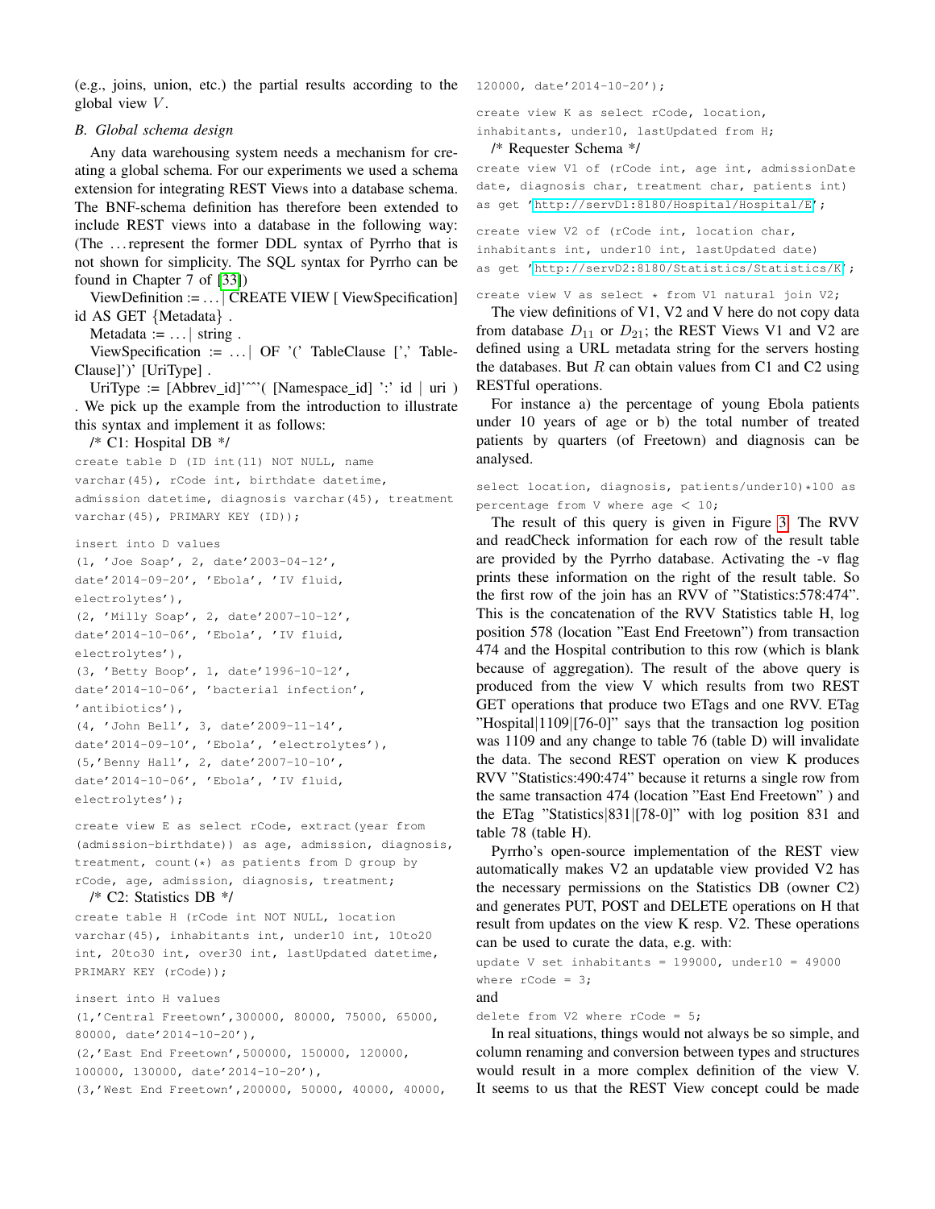(e.g., joins, union, etc.) the partial results according to the global view $V$.

### B. Global schema design

Any data warehousing system needs a mechanism for creating a global schema. For our experiments we used a schema extension for integrating REST Views into a database schema. The BNF-schema definition has therefore been extended to include REST views into a database in the following way: (The ... represent the former DDL syntax of Pyrrho that is not shown for simplicity. The SQL syntax for Pyrrho can be found in Chapter 7 of [33])

ViewDefinition := ... | CREATE VIEW [ ViewSpecification] id AS GET {Metadata} .

Metadata := ... | string .

ViewSpecification := ... | OF '(' TableClause [',' TableClause]')' [UriType] .

UriType := [Abbrev_id]'^^'( [Namespace_id] ':' id | uri ) . We pick up the example from the introduction to illustrate this syntax and implement it as follows:

/* C1: Hospital DB */

```
create table D (ID int(11) NOT NULL, name
varchar(45), rCode int, birthdate datetime,
admission datetime, diagnosis varchar(45), treatment
varchar(45), PRIMARY KEY (ID));
```

```
insert into D values
(1, 'Joe Soap', 2, date'2003-04-12',
date'2014-09-20', 'Ebola', 'IV fluid,
electrolytes'),
(2, 'Milly Soap', 2, date'2007-10-12',
date'2014-10-06', 'Ebola', 'IV fluid,
electrolytes'),
(3, 'Betty Boop', 1, date'1996-10-12',
date'2014-10-06', 'bacterial infection',
'antibiotics'),
(4, 'John Bell', 3, date'2009-11-14',
date'2014-09-10', 'Ebola', 'electrolytes'),
(5,'Benny Hall', 2, date'2007-10-10',
date'2014-10-06', 'Ebola', 'IV fluid,
electrolytes');
```

```
create view E as select rCode, extract(year from
(admission-birthdate)) as age, admission, diagnosis,
treatment, count(*) as patients from D group by
rCode, age, admission, diagnosis, treatment;
```

/* C2: Statistics DB */

```
create table H (rCode int NOT NULL, location
varchar(45), inhabitants int, under10 int, 10to20
int, 20to30 int, over30 int, lastUpdated datetime,
PRIMARY KEY (rCode));
```

```
insert into H values
(1,'Central Freetown',300000, 80000, 75000, 65000,
80000, date'2014-10-20'),
(2,'East End Freetown',500000, 150000, 120000,
100000, 130000, date'2014-10-20'),
(3,'West End Freetown',200000, 50000, 40000, 40000,
120000, date'2014-10-20');
```

```
create view K as select rCode, location,
inhabitants, under10, lastUpdated from H;
```

/* Requester Schema */

```
create view V1 of (rCode int, age int, admissionDate
date, diagnosis char, treatment char, patients int)
as get 'http://servD1:8180/Hospital/Hospital/E';
```

```
create view V2 of (rCode int, location char,
inhabitants int, under10 int, lastUpdated date)
as get 'http://servD2:8180/Statistics/Statistics/K';
```

```
create view V as select * from V1 natural join V2;
```

The view definitions of V1, V2 and V here do not copy data from database $D_{11}$ or $D_{21}$; the REST Views V1 and V2 are defined using a URL metadata string for the servers hosting the databases. But $R$ can obtain values from C1 and C2 using RESTful operations.

For instance a) the percentage of young Ebola patients under 10 years of age or b) the total number of treated patients by quarters (of Freetown) and diagnosis can be analysed.

```
select location, diagnosis, patients/under10)*100 as
percentage from V where age < 10;
```

The result of this query is given in Figure 3. The RVV and readCheck information for each row of the result table are provided by the Pyrrho database. Activating the -v flag prints these information on the right of the result table. So the first row of the join has an RVV of "Statistics:578:474". This is the concatenation of the RVV Statistics table H, log position 578 (location "East End Freetown") from transaction 474 and the Hospital contribution to this row (which is blank because of aggregation). The result of the above query is produced from the view V which results from two REST GET operations that produce two ETags and one RVV. ETag "Hospital|1109|[76-0]" says that the transaction log position was 1109 and any change to table 76 (table D) will invalidate the data. The second REST operation on view K produces RVV "Statistics:490:474" because it returns a single row from the same transaction 474 (location "East End Freetown" ) and the ETag "Statistics|831|[78-0]" with log position 831 and table 78 (table H).

Pyrrho's open-source implementation of the REST view automatically makes V2 an updatable view provided V2 has the necessary permissions on the Statistics DB (owner C2) and generates PUT, POST and DELETE operations on H that result from updates on the view K resp. V2. These operations can be used to curate the data, e.g. with:

```
update V set inhabitants = 199000, under10 = 49000
where rCode = 3;
```

and

```
delete from V2 where rCode = 5;
```

In real situations, things would not always be so simple, and column renaming and conversion between types and structures would result in a more complex definition of the view V. It seems to us that the REST View concept could be made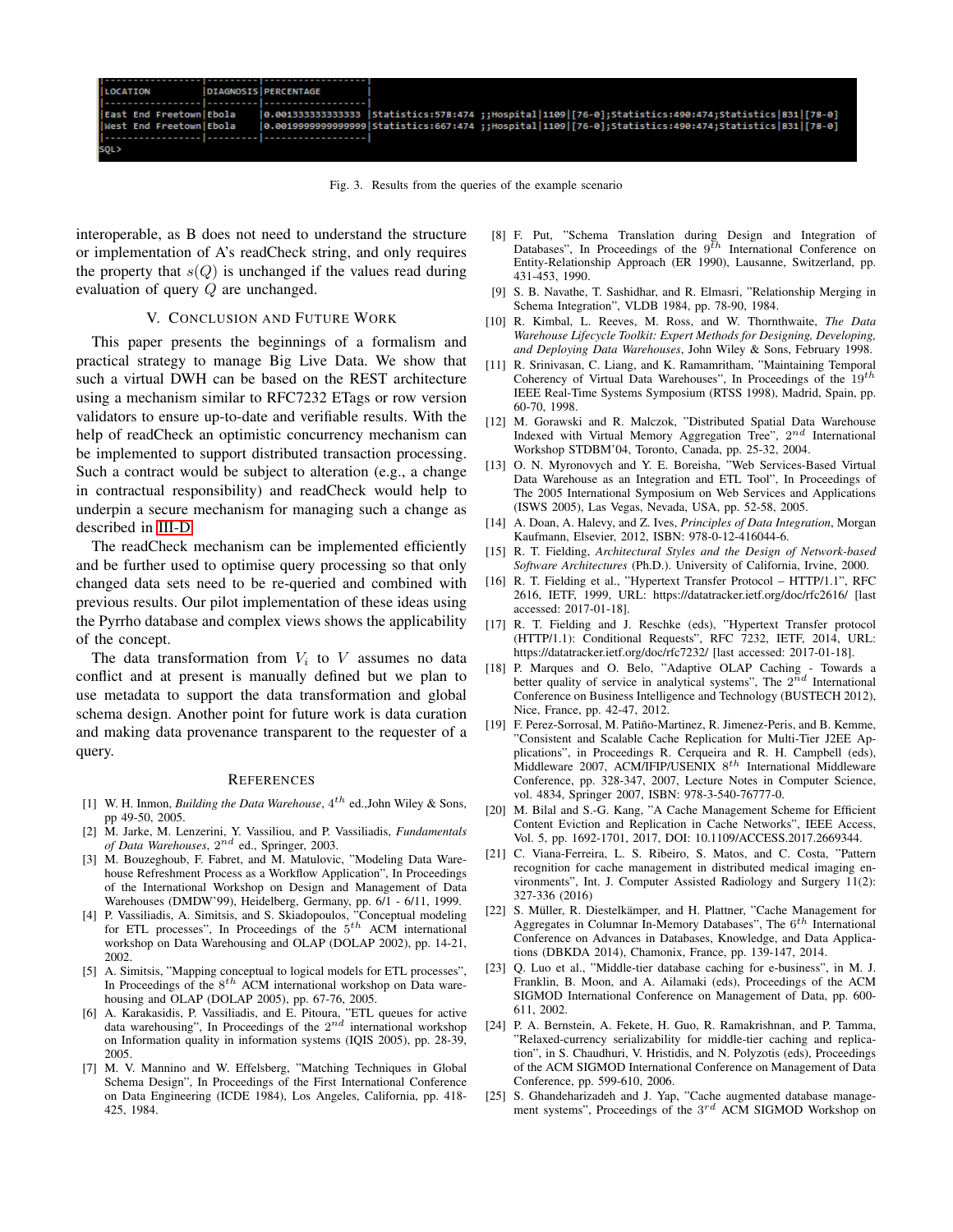```
|-----------------|---------|------------------|
|LOCATION         |DIAGNOSIS|PERCENTAGE        |
|-----------------|---------|------------------|
|East End Freetown|Ebola    |0.001333333333333 |Statistics:578:474 ;;Hospital|1109|[76-0];Statistics:490:474;Statistics|831|[78-0]
|West End Freetown|Ebola    |0.0019999999999999|Statistics:667:474 ;;Hospital|1109|[76-0];Statistics:490:474;Statistics|831|[78-0]
|-----------------|---------|------------------|
SQL>
```

Fig. 3. Results from the queries of the example scenario

interoperable, as B does not need to understand the structure or implementation of A's readCheck string, and only requires the property that $s(Q)$ is unchanged if the values read during evaluation of query $Q$ are unchanged.

## V. Conclusion and Future Work

This paper presents the beginnings of a formalism and practical strategy to manage Big Live Data. We show that such a virtual DWH can be based on the REST architecture using a mechanism similar to RFC7232 ETags or row version validators to ensure up-to-date and verifiable results. With the help of readCheck an optimistic concurrency mechanism can be implemented to support distributed transaction processing. Such a contract would be subject to alteration (e.g., a change in contractual responsibility) and readCheck would help to underpin a secure mechanism for managing such a change as described in III-D.

The readCheck mechanism can be implemented efficiently and be further used to optimise query processing so that only changed data sets need to be re-queried and combined with previous results. Our pilot implementation of these ideas using the Pyrrho database and complex views shows the applicability of the concept.

The data transformation from $V_i$ to $V$ assumes no data conflict and at present is manually defined but we plan to use metadata to support the data transformation and global schema design. Another point for future work is data curation and making data provenance transparent to the requester of a query.

## References

[1] W. H. Inmon, *Building the Data Warehouse*, $4^{th}$ ed.,John Wiley & Sons, pp 49-50, 2005.

[2] M. Jarke, M. Lenzerini, Y. Vassiliou, and P. Vassiliadis, *Fundamentals of Data Warehouses*, $2^{nd}$ ed., Springer, 2003.

[3] M. Bouzeghoub, F. Fabret, and M. Matulovic, "Modeling Data Warehouse Refreshment Process as a Workflow Application", In Proceedings of the International Workshop on Design and Management of Data Warehouses (DMDW'99), Heidelberg, Germany, pp. 6/1 - 6/11, 1999.

[4] P. Vassiliadis, A. Simitsis, and S. Skiadopoulos, "Conceptual modeling for ETL processes", In Proceedings of the $5^{th}$ ACM international workshop on Data Warehousing and OLAP (DOLAP 2002), pp. 14-21, 2002.

[5] A. Simitsis, "Mapping conceptual to logical models for ETL processes", In Proceedings of the $8^{th}$ ACM international workshop on Data warehousing and OLAP (DOLAP 2005), pp. 67-76, 2005.

[6] A. Karakasidis, P. Vassiliadis, and E. Pitoura, "ETL queues for active data warehousing", In Proceedings of the $2^{nd}$ international workshop on Information quality in information systems (IQIS 2005), pp. 28-39, 2005.

[7] M. V. Mannino and W. Effelsberg, "Matching Techniques in Global Schema Design", In Proceedings of the First International Conference on Data Engineering (ICDE 1984), Los Angeles, California, pp. 418-425, 1984.

[8] F. Put, "Schema Translation during Design and Integration of Databases", In Proceedings of the $9^{th}$ International Conference on Entity-Relationship Approach (ER 1990), Lausanne, Switzerland, pp. 431-453, 1990.

[9] S. B. Navathe, T. Sashidhar, and R. Elmasri, "Relationship Merging in Schema Integration", VLDB 1984, pp. 78-90, 1984.

[10] R. Kimbal, L. Reeves, M. Ross, and W. Thornthwaite, *The Data Warehouse Lifecycle Toolkit: Expert Methods for Designing, Developing, and Deploying Data Warehouses*, John Wiley & Sons, February 1998.

[11] R. Srinivasan, C. Liang, and K. Ramamritham, "Maintaining Temporal Coherency of Virtual Data Warehouses", In Proceedings of the $19^{th}$ IEEE Real-Time Systems Symposium (RTSS 1998), Madrid, Spain, pp. 60-70, 1998.

[12] M. Gorawski and R. Malczok, "Distributed Spatial Data Warehouse Indexed with Virtual Memory Aggregation Tree", $2^{nd}$ International Workshop STDBM'04, Toronto, Canada, pp. 25-32, 2004.

[13] O. N. Myronovych and Y. E. Boreisha, "Web Services-Based Virtual Data Warehouse as an Integration and ETL Tool", In Proceedings of The 2005 International Symposium on Web Services and Applications (ISWS 2005), Las Vegas, Nevada, USA, pp. 52-58, 2005.

[14] A. Doan, A. Halevy, and Z. Ives, *Principles of Data Integration*, Morgan Kaufmann, Elsevier, 2012, ISBN: 978-0-12-416044-6.

[15] R. T. Fielding, *Architectural Styles and the Design of Network-based Software Architectures* (Ph.D.). University of California, Irvine, 2000.

[16] R. T. Fielding et al., "Hypertext Transfer Protocol – HTTP/1.1", RFC 2616, IETF, 1999, URL: https://datatracker.ietf.org/doc/rfc2616/ [last accessed: 2017-01-18].

[17] R. T. Fielding and J. Reschke (eds), "Hypertext Transfer protocol (HTTP/1.1): Conditional Requests", RFC 7232, IETF, 2014, URL: https://datatracker.ietf.org/doc/rfc7232/ [last accessed: 2017-01-18].

[18] P. Marques and O. Belo, "Adaptive OLAP Caching - Towards a better quality of service in analytical systems", The $2^{nd}$ International Conference on Business Intelligence and Technology (BUSTECH 2012), Nice, France, pp. 42-47, 2012.

[19] F. Perez-Sorrosal, M. Patiño-Martinez, R. Jimenez-Peris, and B. Kemme, "Consistent and Scalable Cache Replication for Multi-Tier J2EE Applications", in Proceedings R. Cerqueira and R. H. Campbell (eds), Middleware 2007, ACM/IFIP/USENIX $8^{th}$ International Middleware Conference, pp. 328-347, 2007, Lecture Notes in Computer Science, vol. 4834, Springer 2007, ISBN: 978-3-540-76777-0.

[20] M. Bilal and S.-G. Kang, "A Cache Management Scheme for Efficient Content Eviction and Replication in Cache Networks", IEEE Access, Vol. 5, pp. 1692-1701, 2017, DOI: 10.1109/ACCESS.2017.2669344.

[21] C. Viana-Ferreira, L. S. Ribeiro, S. Matos, and C. Costa, "Pattern recognition for cache management in distributed medical imaging environments", Int. J. Computer Assisted Radiology and Surgery 11(2): 327-336 (2016)

[22] S. Müller, R. Diestelkämper, and H. Plattner, "Cache Management for Aggregates in Columnar In-Memory Databases", The $6^{th}$ International Conference on Advances in Databases, Knowledge, and Data Applications (DBKDA 2014), Chamonix, France, pp. 139-147, 2014.

[23] Q. Luo et al., "Middle-tier database caching for e-business", in M. J. Franklin, B. Moon, and A. Ailamaki (eds), Proceedings of the ACM SIGMOD International Conference on Management of Data, pp. 600-611, 2002.

[24] P. A. Bernstein, A. Fekete, H. Guo, R. Ramakrishnan, and P. Tamma, "Relaxed-currency serializability for middle-tier caching and replication", in S. Chaudhuri, V. Hristidis, and N. Polyzotis (eds), Proceedings of the ACM SIGMOD International Conference on Management of Data Conference, pp. 599-610, 2006.

[25] S. Ghandeharizadeh and J. Yap, "Cache augmented database management systems", Proceedings of the $3^{rd}$ ACM SIGMOD Workshop on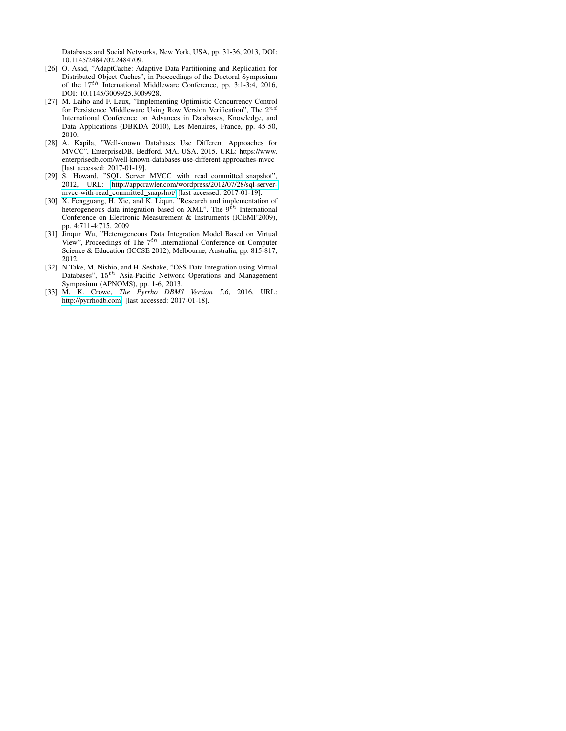Databases and Social Networks, New York, USA, pp. 31-36, 2013, DOI: 10.1145/2484702.2484709.

[26] O. Asad, "AdaptCache: Adaptive Data Partitioning and Replication for Distributed Object Caches", in Proceedings of the Doctoral Symposium of the $17^{th}$ International Middleware Conference, pp. 3:1-3:4, 2016, DOI: 10.1145/3009925.3009928.

[27] M. Laiho and F. Laux, "Implementing Optimistic Concurrency Control for Persistence Middleware Using Row Version Verification", The $2^{nd}$ International Conference on Advances in Databases, Knowledge, and Data Applications (DBKDA 2010), Les Menuires, France, pp. 45-50, 2010.

[28] A. Kapila, "Well-known Databases Use Different Approaches for MVCC", EnterpriseDB, Bedford, MA, USA, 2015, URL: https://www.enterprisedb.com/well-known-databases-use-different-approaches-mvcc [last accessed: 2017-01-19].

[29] S. Howard, "SQL Server MVCC with read_committed_snapshot", 2012, URL: http://appcrawler.com/wordpress/2012/07/28/sql-server-mvcc-with-read_committed_snapshot/ [last accessed: 2017-01-19].

[30] X. Fengguang, H. Xie, and K. Liqun, "Research and implementation of heterogeneous data integration based on XML", The $9^{th}$ International Conference on Electronic Measurement & Instruments (ICEMI'2009), pp. 4:711-4:715, 2009

[31] Jinqun Wu, "Heterogeneous Data Integration Model Based on Virtual View", Proceedings of The $7^{th}$ International Conference on Computer Science & Education (ICCSE 2012), Melbourne, Australia, pp. 815-817, 2012.

[32] N.Take, M. Nishio, and H. Seshake, "OSS Data Integration using Virtual Databases", $15^{th}$ Asia-Pacific Network Operations and Management Symposium (APNOMS), pp. 1-6, 2013.

[33] M. K. Crowe, *The Pyrrho DBMS Version 5.6*, 2016, URL: http://pyrrhodb.com. [last accessed: 2017-01-18].